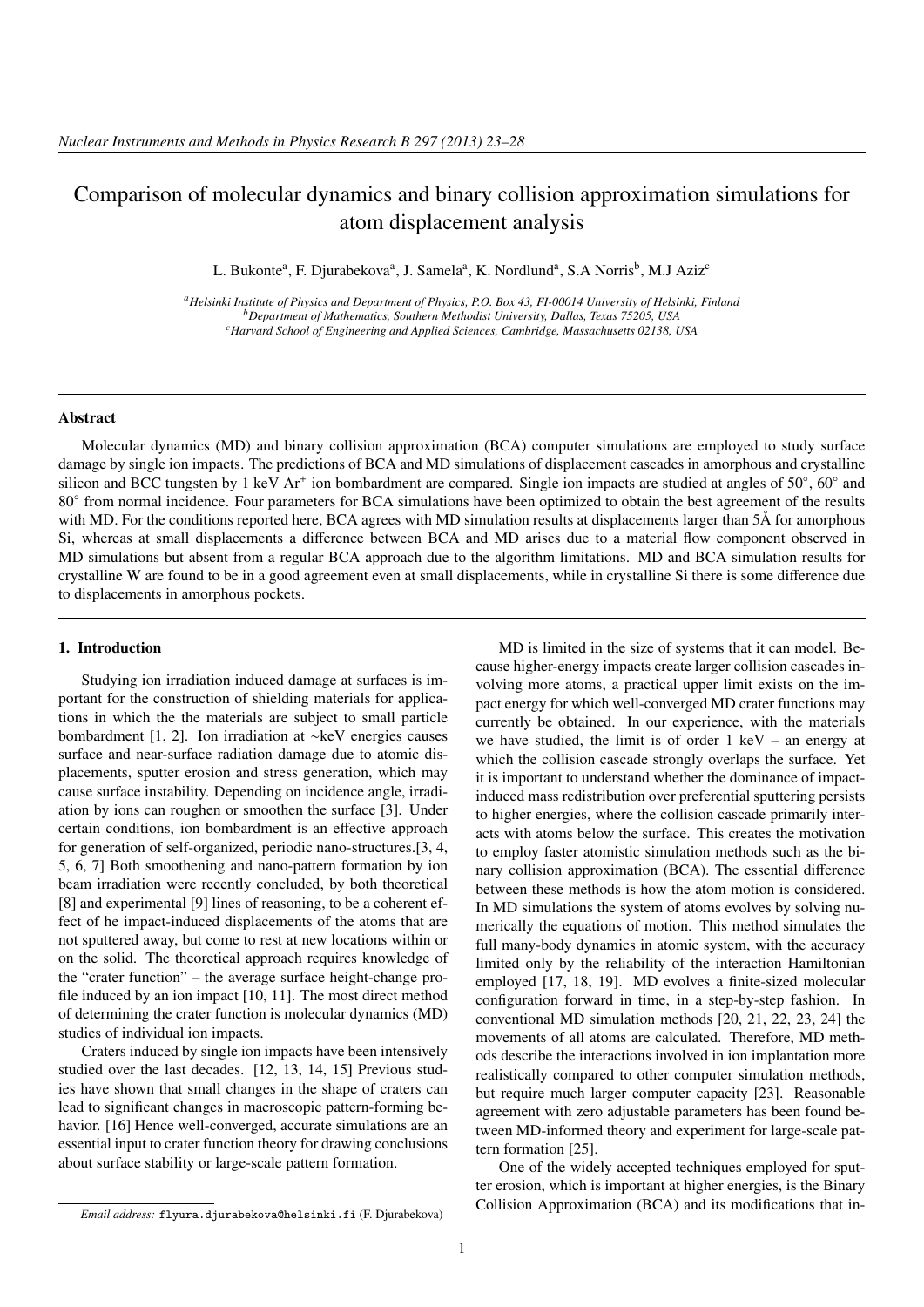# Comparison of molecular dynamics and binary collision approximation simulations for atom displacement analysis

L. Bukonte[a], F. Djurabekova[a], J. Samela[a], K. Nordlund[a], S.A Norris[b], M.J Aziz[c]

[a] *Helsinki Institute of Physics and Department of Physics, P.O. Box 43, FI-00014 University of Helsinki, Finland*
[b] *Department of Mathematics, Southern Methodist University, Dallas, Texas 75205, USA*
[c] *Harvard School of Engineering and Applied Sciences, Cambridge, Massachusetts 02138, USA*

## Abstract

Molecular dynamics (MD) and binary collision approximation (BCA) computer simulations are employed to study surface damage by single ion impacts. The predictions of BCA and MD simulations of displacement cascades in amorphous and crystalline silicon and BCC tungsten by 1 keV $Ar^+$ ion bombardment are compared. Single ion impacts are studied at angles of 50°, 60° and 80° from normal incidence. Four parameters for BCA simulations have been optimized to obtain the best agreement of the results with MD. For the conditions reported here, BCA agrees with MD simulation results at displacements larger than 5Å for amorphous Si, whereas at small displacements a difference between BCA and MD arises due to a material flow component observed in MD simulations but absent from a regular BCA approach due to the algorithm limitations. MD and BCA simulation results for crystalline W are found to be in a good agreement even at small displacements, while in crystalline Si there is some difference due to displacements in amorphous pockets.

## 1. Introduction

Studying ion irradiation induced damage at surfaces is important for the construction of shielding materials for applications in which the the materials are subject to small particle bombardment [1, 2]. Ion irradiation at ~keV energies causes surface and near-surface radiation damage due to atomic displacements, sputter erosion and stress generation, which may cause surface instability. Depending on incidence angle, irradiation by ions can roughen or smoothen the surface [3]. Under certain conditions, ion bombardment is an effective approach for generation of self-organized, periodic nano-structures.[3, 4, 5, 6, 7] Both smoothening and nano-pattern formation by ion beam irradiation were recently concluded, by both theoretical [8] and experimental [9] lines of reasoning, to be a coherent effect of he impact-induced displacements of the atoms that are not sputtered away, but come to rest at new locations within or on the solid. The theoretical approach requires knowledge of the "crater function" – the average surface height-change profile induced by an ion impact [10, 11]. The most direct method of determining the crater function is molecular dynamics (MD) studies of individual ion impacts.

Craters induced by single ion impacts have been intensively studied over the last decades. [12, 13, 14, 15] Previous studies have shown that small changes in the shape of craters can lead to significant changes in macroscopic pattern-forming behavior. [16] Hence well-converged, accurate simulations are an essential input to crater function theory for drawing conclusions about surface stability or large-scale pattern formation.

MD is limited in the size of systems that it can model. Because higher-energy impacts create larger collision cascades involving more atoms, a practical upper limit exists on the impact energy for which well-converged MD crater functions may currently be obtained. In our experience, with the materials we have studied, the limit is of order 1 keV – an energy at which the collision cascade strongly overlaps the surface. Yet it is important to understand whether the dominance of impact-induced mass redistribution over preferential sputtering persists to higher energies, where the collision cascade primarily interacts with atoms below the surface. This creates the motivation to employ faster atomistic simulation methods such as the binary collision approximation (BCA). The essential difference between these methods is how the atom motion is considered. In MD simulations the system of atoms evolves by solving numerically the equations of motion. This method simulates the full many-body dynamics in atomic system, with the accuracy limited only by the reliability of the interaction Hamiltonian employed [17, 18, 19]. MD evolves a finite-sized molecular configuration forward in time, in a step-by-step fashion. In conventional MD simulation methods [20, 21, 22, 23, 24] the movements of all atoms are calculated. Therefore, MD methods describe the interactions involved in ion implantation more realistically compared to other computer simulation methods, but require much larger computer capacity [23]. Reasonable agreement with zero adjustable parameters has been found between MD-informed theory and experiment for large-scale pattern formation [25].

One of the widely accepted techniques employed for sputter erosion, which is important at higher energies, is the Binary Collision Approximation (BCA) and its modifications that in-

*Email address:* flyura.djurabekova@helsinki.fi (F. Djurabekova)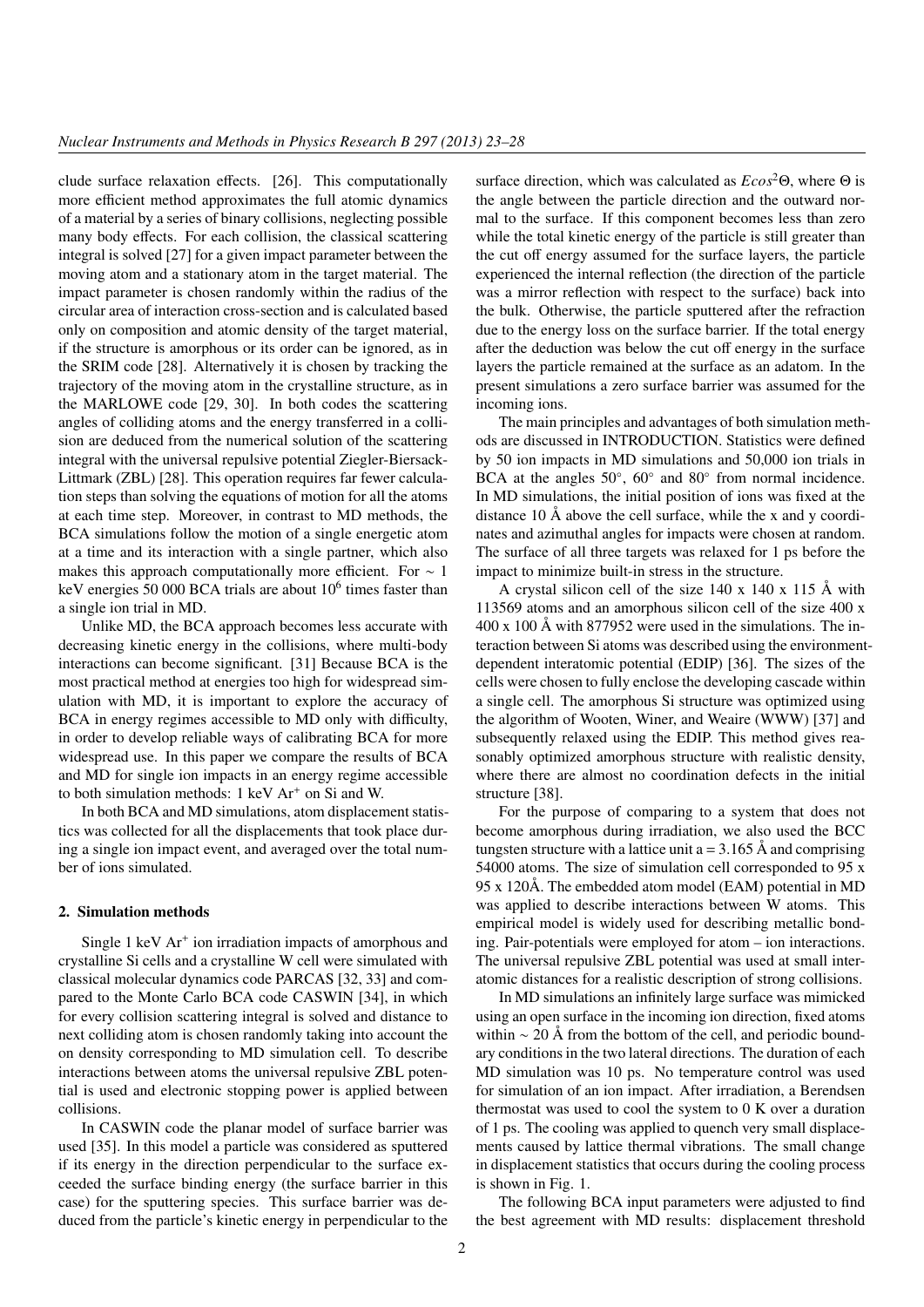clude surface relaxation effects. [26]. This computationally more efficient method approximates the full atomic dynamics of a material by a series of binary collisions, neglecting possible many body effects. For each collision, the classical scattering integral is solved [27] for a given impact parameter between the moving atom and a stationary atom in the target material. The impact parameter is chosen randomly within the radius of the circular area of interaction cross-section and is calculated based only on composition and atomic density of the target material, if the structure is amorphous or its order can be ignored, as in the SRIM code [28]. Alternatively it is chosen by tracking the trajectory of the moving atom in the crystalline structure, as in the MARLOWE code [29, 30]. In both codes the scattering angles of colliding atoms and the energy transferred in a collision are deduced from the numerical solution of the scattering integral with the universal repulsive potential Ziegler-Biersack-Littmark (ZBL) [28]. This operation requires far fewer calculation steps than solving the equations of motion for all the atoms at each time step. Moreover, in contrast to MD methods, the BCA simulations follow the motion of a single energetic atom at a time and its interaction with a single partner, which also makes this approach computationally more efficient. For $\sim 1$ keV energies 50 000 BCA trials are about $10^6$ times faster than a single ion trial in MD.

Unlike MD, the BCA approach becomes less accurate with decreasing kinetic energy in the collisions, where multi-body interactions can become significant. [31] Because BCA is the most practical method at energies too high for widespread simulation with MD, it is important to explore the accuracy of BCA in energy regimes accessible to MD only with difficulty, in order to develop reliable ways of calibrating BCA for more widespread use. In this paper we compare the results of BCA and MD for single ion impacts in an energy regime accessible to both simulation methods: 1 keV $Ar^+$ on Si and W.

In both BCA and MD simulations, atom displacement statistics was collected for all the displacements that took place during a single ion impact event, and averaged over the total number of ions simulated.

## 2. Simulation methods

Single 1 keV $Ar^+$ ion irradiation impacts of amorphous and crystalline Si cells and a crystalline W cell were simulated with classical molecular dynamics code PARCAS [32, 33] and compared to the Monte Carlo BCA code CASWIN [34], in which for every collision scattering integral is solved and distance to next colliding atom is chosen randomly taking into account the on density corresponding to MD simulation cell. To describe interactions between atoms the universal repulsive ZBL potential is used and electronic stopping power is applied between collisions.

In CASWIN code the planar model of surface barrier was used [35]. In this model a particle was considered as sputtered if its energy in the direction perpendicular to the surface exceeded the surface binding energy (the surface barrier in this case) for the sputtering species. This surface barrier was deduced from the particle's kinetic energy in perpendicular to the surface direction, which was calculated as $Ecos^2\Theta$, where $\Theta$ is the angle between the particle direction and the outward normal to the surface. If this component becomes less than zero while the total kinetic energy of the particle is still greater than the cut off energy assumed for the surface layers, the particle experienced the internal reflection (the direction of the particle was a mirror reflection with respect to the surface) back into the bulk. Otherwise, the particle sputtered after the refraction due to the energy loss on the surface barrier. If the total energy after the deduction was below the cut off energy in the surface layers the particle remained at the surface as an adatom. In the present simulations a zero surface barrier was assumed for the incoming ions.

The main principles and advantages of both simulation methods are discussed in INTRODUCTION. Statistics were defined by 50 ion impacts in MD simulations and 50,000 ion trials in BCA at the angles 50°, 60° and 80° from normal incidence. In MD simulations, the initial position of ions was fixed at the distance 10 Å above the cell surface, while the x and y coordinates and azimuthal angles for impacts were chosen at random. The surface of all three targets was relaxed for 1 ps before the impact to minimize built-in stress in the structure.

A crystal silicon cell of the size 140 x 140 x 115 Å with 113569 atoms and an amorphous silicon cell of the size 400 x 400 x 100 Å with 877952 were used in the simulations. The interaction between Si atoms was described using the environment-dependent interatomic potential (EDIP) [36]. The sizes of the cells were chosen to fully enclose the developing cascade within a single cell. The amorphous Si structure was optimized using the algorithm of Wooten, Winer, and Weaire (WWW) [37] and subsequently relaxed using the EDIP. This method gives reasonably optimized amorphous structure with realistic density, where there are almost no coordination defects in the initial structure [38].

For the purpose of comparing to a system that does not become amorphous during irradiation, we also used the BCC tungsten structure with a lattice unit a = 3.165 Å and comprising 54000 atoms. The size of simulation cell corresponded to 95 x 95 x 120Å. The embedded atom model (EAM) potential in MD was applied to describe interactions between W atoms. This empirical model is widely used for describing metallic bonding. Pair-potentials were employed for atom – ion interactions. The universal repulsive ZBL potential was used at small interatomic distances for a realistic description of strong collisions.

In MD simulations an infinitely large surface was mimicked using an open surface in the incoming ion direction, fixed atoms within $\sim 20$ Å from the bottom of the cell, and periodic boundary conditions in the two lateral directions. The duration of each MD simulation was 10 ps. No temperature control was used for simulation of an ion impact. After irradiation, a Berendsen thermostat was used to cool the system to 0 K over a duration of 1 ps. The cooling was applied to quench very small displacements caused by lattice thermal vibrations. The small change in displacement statistics that occurs during the cooling process is shown in Fig. 1.

The following BCA input parameters were adjusted to find the best agreement with MD results: displacement threshold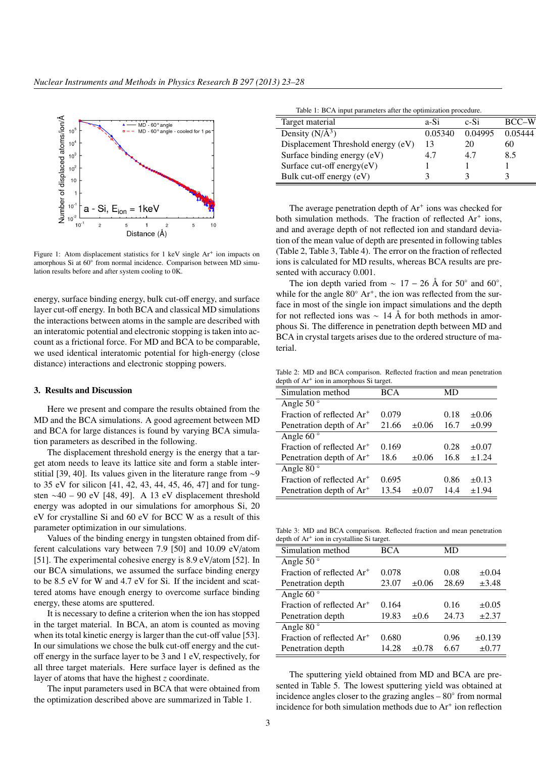Figure 1: Atom displacement statistics for 1 keV single $Ar^+$ ion impacts on amorphous Si at 60° from normal incidence. Comparison between MD simulation results before and after system cooling to 0K.

energy, surface binding energy, bulk cut-off energy, and surface layer cut-off energy. In both BCA and classical MD simulations the interactions between atoms in the sample are described with an interatomic potential and electronic stopping is taken into account as a frictional force. For MD and BCA to be comparable, we used identical interatomic potential for high-energy (close distance) interactions and electronic stopping powers.

## 3. Results and Discussion

Here we present and compare the results obtained from the MD and the BCA simulations. A good agreement between MD and BCA for large distances is found by varying BCA simulation parameters as described in the following.

The displacement threshold energy is the energy that a target atom needs to leave its lattice site and form a stable interstitial [39, 40]. Its values given in the literature range from ~9 to 35 eV for silicon [41, 42, 43, 44, 45, 46, 47] and for tungsten ~40 – 90 eV [48, 49]. A 13 eV displacement threshold energy was adopted in our simulations for amorphous Si, 20 eV for crystalline Si and 60 eV for BCC W as a result of this parameter optimization in our simulations.

Values of the binding energy in tungsten obtained from different calculations vary between 7.9 [50] and 10.09 eV/atom [51]. The experimental cohesive energy is 8.9 eV/atom [52]. In our BCA simulations, we assumed the surface binding energy to be 8.5 eV for W and 4.7 eV for Si. If the incident and scattered atoms have enough energy to overcome surface binding energy, these atoms are sputtered.

It is necessary to define a criterion when the ion has stopped in the target material. In BCA, an atom is counted as moving when its total kinetic energy is larger than the cut-off value [53]. In our simulations we chose the bulk cut-off energy and the cut-off energy in the surface layer to be 3 and 1 eV, respectively, for all three target materials. Here surface layer is defined as the layer of atoms that have the highest *z* coordinate.

The input parameters used in BCA that were obtained from the optimization described above are summarized in Table 1.

Table 1: BCA input parameters after the optimization procedure.

| Target material | a-Si | c-Si | BCC–W |
|---|---|---|---|
| Density (N/Å$^3$) | 0.05340 | 0.04995 | 0.05444 |
| Displacement Threshold energy (eV) | 13 | 20 | 60 |
| Surface binding energy (eV) | 4.7 | 4.7 | 8.5 |
| Surface cut-off energy(eV) | 1 | 1 | 1 |
| Bulk cut-off energy (eV) | 3 | 3 | 3 |

The average penetration depth of $Ar^+$ ions was checked for both simulation methods. The fraction of reflected $Ar^+$ ions, and and average depth of not reflected ion and standard deviation of the mean value of depth are presented in following tables (Table 2, Table 3, Table 4). The error on the fraction of reflected ions is calculated for MD results, whereas BCA results are presented with accuracy 0.001.

The ion depth varied from $\sim 17-26$ Å for 50° and 60°, while for the angle 80° $Ar^+$, the ion was reflected from the surface in most of the single ion impact simulations and the depth for not reflected ions was $\sim 14$ Å for both methods in amorphous Si. The difference in penetration depth between MD and BCA in crystal targets arises due to the ordered structure of material.

Table 2: MD and BCA comparison. Reflected fraction and mean penetration depth of $Ar^+$ ion in amorphous Si target.

| Simulation method | BCA | | MD | |
|---|---|---|---|---|
| Angle 50 ° | | | | |
| Fraction of reflected $Ar^+$ | 0.079 | | 0.18 | ±0.06 |
| Penetration depth of $Ar^+$ | 21.66 | ±0.06 | 16.7 | ±0.99 |
| Angle 60 ° | | | | |
| Fraction of reflected $Ar^+$ | 0.169 | | 0.28 | ±0.07 |
| Penetration depth of $Ar^+$ | 18.6 | ±0.06 | 16.8 | ±1.24 |
| Angle 80 ° | | | | |
| Fraction of reflected $Ar^+$ | 0.695 | | 0.86 | ±0.13 |
| Penetration depth of $Ar^+$ | 13.54 | ±0.07 | 14.4 | ±1.94 |

Table 3: MD and BCA comparison. Reflected fraction and mean penetration depth of $Ar^+$ ion in crystalline Si target.

| Simulation method | BCA | | MD | |
|---|---|---|---|---|
| Angle 50 ° | | | | |
| Fraction of reflected $Ar^+$ | 0.078 | | 0.08 | ±0.04 |
| Penetration depth | 23.07 | ±0.06 | 28.69 | ±3.48 |
| Angle 60 ° | | | | |
| Fraction of reflected $Ar^+$ | 0.164 | | 0.16 | ±0.05 |
| Penetration depth | 19.83 | ±0.6 | 24.73 | ±2.37 |
| Angle 80 ° | | | | |
| Fraction of reflected $Ar^+$ | 0.680 | | 0.96 | ±0.139 |
| Penetration depth | 14.28 | ±0.78 | 6.67 | ±0.77 |

The sputtering yield obtained from MD and BCA are presented in Table 5. The lowest sputtering yield was obtained at incidence angles closer to the grazing angles – 80° from normal incidence for both simulation methods due to $Ar^+$ ion reflection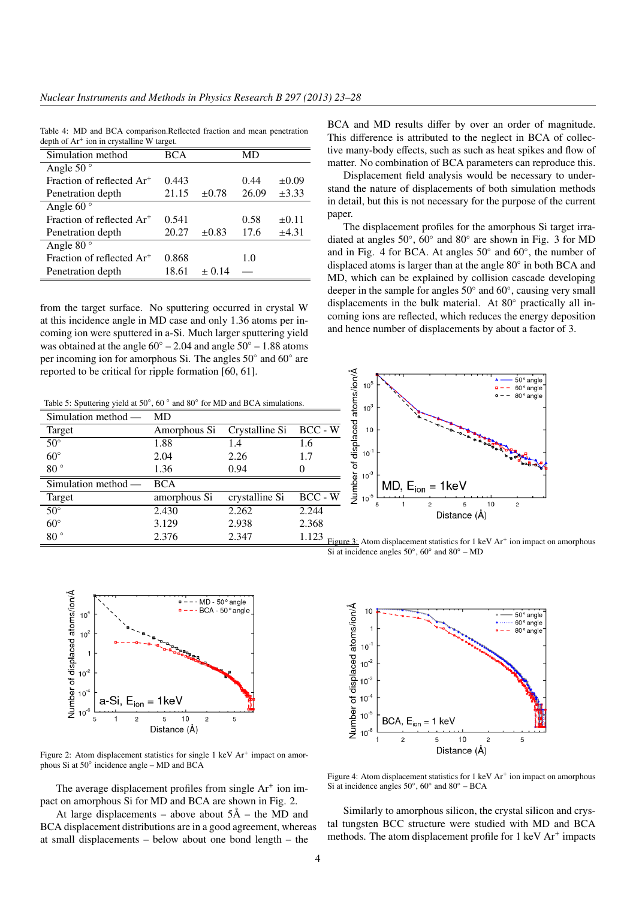Table 4: MD and BCA comparison.Reflected fraction and mean penetration depth of $Ar^+$ ion in crystalline W target.

| Simulation method | BCA | | MD | |
|---|---|---|---|---|
| Angle 50 ° | | | | |
| Fraction of reflected $Ar^+$ | 0.443 | | 0.44 | ±0.09 |
| Penetration depth | 21.15 | ±0.78 | 26.09 | ±3.33 |
| Angle 60 ° | | | | |
| Fraction of reflected $Ar^+$ | 0.541 | | 0.58 | ±0.11 |
| Penetration depth | 20.27 | ±0.83 | 17.6 | ±4.31 |
| Angle 80 ° | | | | |
| Fraction of reflected $Ar^+$ | 0.868 | | 1.0 | |
| Penetration depth | 18.61 | ± 0.14 | — | |

from the target surface. No sputtering occurred in crystal W at this incidence angle in MD case and only 1.36 atoms per incoming ion were sputtered in a-Si. Much larger sputtering yield was obtained at the angle 60° – 2.04 and angle 50° – 1.88 atoms per incoming ion for amorphous Si. The angles 50° and 60° are reported to be critical for ripple formation [60, 61].

Table 5: Sputtering yield at 50°, 60 ° and 80° for MD and BCA simulations.

| Simulation method — | MD | | |
|---|---|---|---|
| Target | Amorphous Si | Crystalline Si | BCC - W |
| 50° | 1.88 | 1.4 | 1.6 |
| 60° | 2.04 | 2.26 | 1.7 |
| 80 ° | 1.36 | 0.94 | 0 |
| Simulation method — | BCA | | |
| Target | amorphous Si | crystalline Si | BCC - W |
| 50° | 2.430 | 2.262 | 2.244 |
| 60° | 3.129 | 2.938 | 2.368 |
| 80 ° | 2.376 | 2.347 | 1.123 |

Figure 2: Atom displacement statistics for single 1 keV $Ar^+$ impact on amorphous Si at 50° incidence angle – MD and BCA

The average displacement profiles from single $Ar^+$ ion impact on amorphous Si for MD and BCA are shown in Fig. 2.

At large displacements – above about 5Å – the MD and BCA displacement distributions are in a good agreement, whereas at small displacements – below about one bond length – the BCA and MD results differ by over an order of magnitude. This difference is attributed to the neglect in BCA of collective many-body effects, such as such as heat spikes and flow of matter. No combination of BCA parameters can reproduce this.

Displacement field analysis would be necessary to understand the nature of displacements of both simulation methods in detail, but this is not necessary for the purpose of the current paper.

The displacement profiles for the amorphous Si target irradiated at angles 50°, 60° and 80° are shown in Fig. 3 for MD and in Fig. 4 for BCA. At angles 50° and 60°, the number of displaced atoms is larger than at the angle 80° in both BCA and MD, which can be explained by collision cascade developing deeper in the sample for angles 50° and 60°, causing very small displacements in the bulk material. At 80° practically all incoming ions are reflected, which reduces the energy deposition and hence number of displacements by about a factor of 3.

Figure 3: Atom displacement statistics for 1 keV $Ar^+$ ion impact on amorphous Si at incidence angles 50°, 60° and 80° – MD

Figure 4: Atom displacement statistics for 1 keV $Ar^+$ ion impact on amorphous Si at incidence angles 50°, 60° and 80° – BCA

Similarly to amorphous silicon, the crystal silicon and crystal tungsten BCC structure were studied with MD and BCA methods. The atom displacement profile for 1 keV $Ar^+$ impacts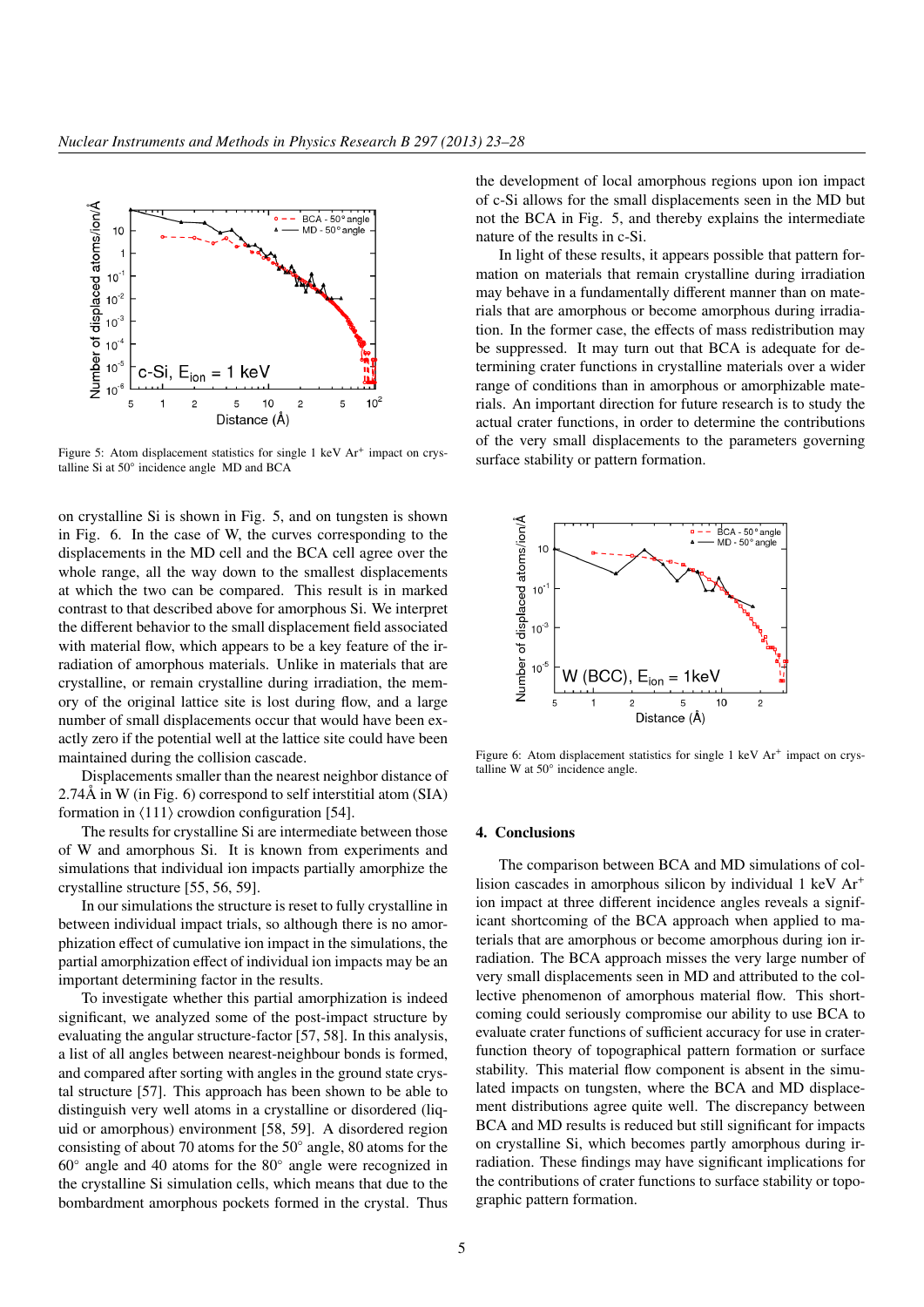Figure 5: Atom displacement statistics for single 1 keV $Ar^+$ impact on crystalline Si at 50° incidence angle MD and BCA

on crystalline Si is shown in Fig. 5, and on tungsten is shown in Fig. 6. In the case of W, the curves corresponding to the displacements in the MD cell and the BCA cell agree over the whole range, all the way down to the smallest displacements at which the two can be compared. This result is in marked contrast to that described above for amorphous Si. We interpret the different behavior to the small displacement field associated with material flow, which appears to be a key feature of the irradiation of amorphous materials. Unlike in materials that are crystalline, or remain crystalline during irradiation, the memory of the original lattice site is lost during flow, and a large number of small displacements occur that would have been exactly zero if the potential well at the lattice site could have been maintained during the collision cascade.

Displacements smaller than the nearest neighbor distance of 2.74Å in W (in Fig. 6) correspond to self interstitial atom (SIA) formation in ⟨111⟩ crowdion configuration [54].

The results for crystalline Si are intermediate between those of W and amorphous Si. It is known from experiments and simulations that individual ion impacts partially amorphize the crystalline structure [55, 56, 59].

In our simulations the structure is reset to fully crystalline in between individual impact trials, so although there is no amorphization effect of cumulative ion impact in the simulations, the partial amorphization effect of individual ion impacts may be an important determining factor in the results.

To investigate whether this partial amorphization is indeed significant, we analyzed some of the post-impact structure by evaluating the angular structure-factor [57, 58]. In this analysis, a list of all angles between nearest-neighbour bonds is formed, and compared after sorting with angles in the ground state crystal structure [57]. This approach has been shown to be able to distinguish very well atoms in a crystalline or disordered (liquid or amorphous) environment [58, 59]. A disordered region consisting of about 70 atoms for the 50° angle, 80 atoms for the 60° angle and 40 atoms for the 80° angle were recognized in the crystalline Si simulation cells, which means that due to the bombardment amorphous pockets formed in the crystal. Thus the development of local amorphous regions upon ion impact of c-Si allows for the small displacements seen in the MD but not the BCA in Fig. 5, and thereby explains the intermediate nature of the results in c-Si.

In light of these results, it appears possible that pattern formation on materials that remain crystalline during irradiation may behave in a fundamentally different manner than on materials that are amorphous or become amorphous during irradiation. In the former case, the effects of mass redistribution may be suppressed. It may turn out that BCA is adequate for determining crater functions in crystalline materials over a wider range of conditions than in amorphous or amorphizable materials. An important direction for future research is to study the actual crater functions, in order to determine the contributions of the very small displacements to the parameters governing surface stability or pattern formation.

Figure 6: Atom displacement statistics for single 1 keV $Ar^+$ impact on crystalline W at 50° incidence angle.

## 4. Conclusions

The comparison between BCA and MD simulations of collision cascades in amorphous silicon by individual 1 keV $Ar^+$ ion impact at three different incidence angles reveals a significant shortcoming of the BCA approach when applied to materials that are amorphous or become amorphous during ion irradiation. The BCA approach misses the very large number of very small displacements seen in MD and attributed to the collective phenomenon of amorphous material flow. This shortcoming could seriously compromise our ability to use BCA to evaluate crater functions of sufficient accuracy for use in crater-function theory of topographical pattern formation or surface stability. This material flow component is absent in the simulated impacts on tungsten, where the BCA and MD displacement distributions agree quite well. The discrepancy between BCA and MD results is reduced but still significant for impacts on crystalline Si, which becomes partly amorphous during irradiation. These findings may have significant implications for the contributions of crater functions to surface stability or topographic pattern formation.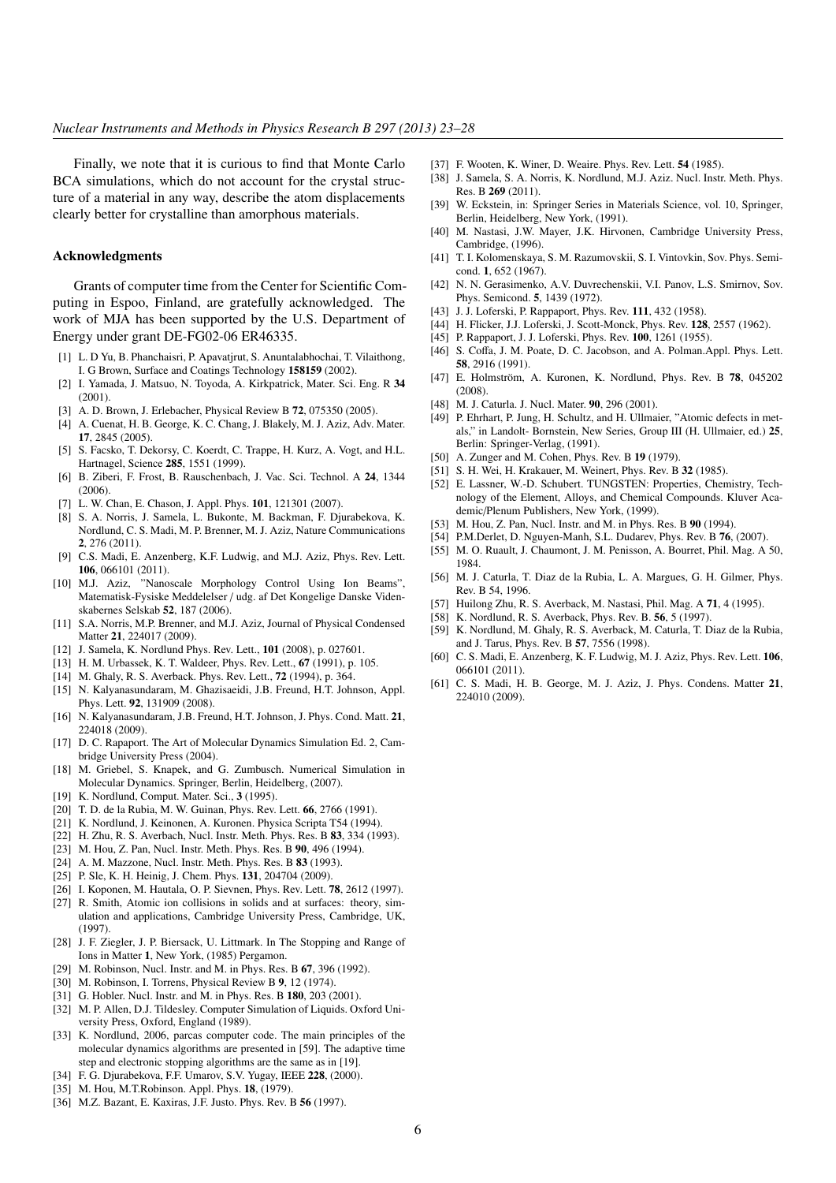Finally, we note that it is curious to find that Monte Carlo BCA simulations, which do not account for the crystal structure of a material in any way, describe the atom displacements clearly better for crystalline than amorphous materials.

## Acknowledgments

Grants of computer time from the Center for Scientific Computing in Espoo, Finland, are gratefully acknowledged. The work of MJA has been supported by the U.S. Department of Energy under grant DE-FG02-06 ER46335.

- [1] L. D Yu, B. Phanchaisri, P. Apavatjrut, S. Anuntalabhochai, T. Vilaithong, I. G Brown, Surface and Coatings Technology **158159** (2002).
- [2] I. Yamada, J. Matsuo, N. Toyoda, A. Kirkpatrick, Mater. Sci. Eng. R **34** (2001).
- [3] A. D. Brown, J. Erlebacher, Physical Review B **72**, 075350 (2005).
- [4] A. Cuenat, H. B. George, K. C. Chang, J. Blakely, M. J. Aziz, Adv. Mater. **17**, 2845 (2005).
- [5] S. Facsko, T. Dekorsy, C. Koerdt, C. Trappe, H. Kurz, A. Vogt, and H.L. Hartnagel, Science **285**, 1551 (1999).
- [6] B. Ziberi, F. Frost, B. Rauschenbach, J. Vac. Sci. Technol. A **24**, 1344 (2006).
- [7] L. W. Chan, E. Chason, J. Appl. Phys. **101**, 121301 (2007).
- [8] S. A. Norris, J. Samela, L. Bukonte, M. Backman, F. Djurabekova, K. Nordlund, C. S. Madi, M. P. Brenner, M. J. Aziz, Nature Communications **2**, 276 (2011).
- [9] C.S. Madi, E. Anzenberg, K.F. Ludwig, and M.J. Aziz, Phys. Rev. Lett. **106**, 066101 (2011).
- [10] M.J. Aziz, "Nanoscale Morphology Control Using Ion Beams", Matematisk-Fysiske Meddelelser / udg. af Det Kongelige Danske Videnskabernes Selskab **52**, 187 (2006).
- [11] S.A. Norris, M.P. Brenner, and M.J. Aziz, Journal of Physical Condensed Matter **21**, 224017 (2009).
- [12] J. Samela, K. Nordlund Phys. Rev. Lett., **101** (2008), p. 027601.
- [13] H. M. Urbassek, K. T. Waldeer, Phys. Rev. Lett., **67** (1991), p. 105.
- [14] M. Ghaly, R. S. Averback. Phys. Rev. Lett., **72** (1994), p. 364.
- [15] N. Kalyanasundaram, M. Ghazisaeidi, J.B. Freund, H.T. Johnson, Appl. Phys. Lett. **92**, 131909 (2008).
- [16] N. Kalyanasundaram, J.B. Freund, H.T. Johnson, J. Phys. Cond. Matt. **21**, 224018 (2009).
- [17] D. C. Rapaport. The Art of Molecular Dynamics Simulation Ed. 2, Cambridge University Press (2004).
- [18] M. Griebel, S. Knapek, and G. Zumbusch. Numerical Simulation in Molecular Dynamics. Springer, Berlin, Heidelberg, (2007).
- [19] K. Nordlund, Comput. Mater. Sci., **3** (1995).
- [20] T. D. de la Rubia, M. W. Guinan, Phys. Rev. Lett. **66**, 2766 (1991).
- [21] K. Nordlund, J. Keinonen, A. Kuronen. Physica Scripta T54 (1994).
- [22] H. Zhu, R. S. Averbach, Nucl. Instr. Meth. Phys. Res. B **83**, 334 (1993).
- [23] M. Hou, Z. Pan, Nucl. Instr. Meth. Phys. Res. B **90**, 496 (1994).
- [24] A. M. Mazzone, Nucl. Instr. Meth. Phys. Res. B **83** (1993).
- [25] P. Sle, K. H. Heinig, J. Chem. Phys. **131**, 204704 (2009).
- [26] I. Koponen, M. Hautala, O. P. Sievnen, Phys. Rev. Lett. **78**, 2612 (1997).
- [27] R. Smith, Atomic ion collisions in solids and at surfaces: theory, simulation and applications, Cambridge University Press, Cambridge, UK, (1997).
- [28] J. F. Ziegler, J. P. Biersack, U. Littmark. In The Stopping and Range of Ions in Matter **1**, New York, (1985) Pergamon.
- [29] M. Robinson, Nucl. Instr. and M. in Phys. Res. B **67**, 396 (1992).
- [30] M. Robinson, I. Torrens, Physical Review B **9**, 12 (1974).
- [31] G. Hobler. Nucl. Instr. and M. in Phys. Res. B **180**, 203 (2001).
- [32] M. P. Allen, D.J. Tildesley. Computer Simulation of Liquids. Oxford University Press, Oxford, England (1989).
- [33] K. Nordlund, 2006, parcas computer code. The main principles of the molecular dynamics algorithms are presented in [59]. The adaptive time step and electronic stopping algorithms are the same as in [19].
- [34] F. G. Djurabekova, F.F. Umarov, S.V. Yugay, IEEE **228**, (2000).
- [35] M. Hou, M.T.Robinson. Appl. Phys. **18**, (1979).
- [36] M.Z. Bazant, E. Kaxiras, J.F. Justo. Phys. Rev. B **56** (1997).
- [37] F. Wooten, K. Winer, D. Weaire. Phys. Rev. Lett. **54** (1985).
- [38] J. Samela, S. A. Norris, K. Nordlund, M.J. Aziz. Nucl. Instr. Meth. Phys. Res. B **269** (2011).
- [39] W. Eckstein, in: Springer Series in Materials Science, vol. 10, Springer, Berlin, Heidelberg, New York, (1991).
- [40] M. Nastasi, J.W. Mayer, J.K. Hirvonen, Cambridge University Press, Cambridge, (1996).
- [41] T. I. Kolomenskaya, S. M. Razumovskii, S. I. Vintovkin, Sov. Phys. Semicond. **1**, 652 (1967).
- [42] N. N. Gerasimenko, A.V. Duvrechenskii, V.I. Panov, L.S. Smirnov, Sov. Phys. Semicond. **5**, 1439 (1972).
- [43] J. J. Loferski, P. Rappaport, Phys. Rev. **111**, 432 (1958).
- [44] H. Flicker, J.J. Loferski, J. Scott-Monck, Phys. Rev. **128**, 2557 (1962).
- [45] P. Rappaport, J. J. Loferski, Phys. Rev. **100**, 1261 (1955).
- [46] S. Coffa, J. M. Poate, D. C. Jacobson, and A. Polman.Appl. Phys. Lett. **58**, 2916 (1991).
- [47] E. Holmström, A. Kuronen, K. Nordlund, Phys. Rev. B **78**, 045202 (2008).
- [48] M. J. Caturla. J. Nucl. Mater. **90**, 296 (2001).
- [49] P. Ehrhart, P. Jung, H. Schultz, and H. Ullmaier, "Atomic defects in metals," in Landolt- Bornstein, New Series, Group III (H. Ullmaier, ed.) **25**, Berlin: Springer-Verlag, (1991).
- [50] A. Zunger and M. Cohen, Phys. Rev. B **19** (1979).
- [51] S. H. Wei, H. Krakauer, M. Weinert, Phys. Rev. B **32** (1985).
- [52] E. Lassner, W.-D. Schubert. TUNGSTEN: Properties, Chemistry, Technology of the Element, Alloys, and Chemical Compounds. Kluver Academic/Plenum Publishers, New York, (1999).
- [53] M. Hou, Z. Pan, Nucl. Instr. and M. in Phys. Res. B **90** (1994).
- [54] P.M.Derlet, D. Nguyen-Manh, S.L. Dudarev, Phys. Rev. B **76**, (2007).
- [55] M. O. Ruault, J. Chaumont, J. M. Penisson, A. Bourret, Phil. Mag. A 50, 1984.
- [56] M. J. Caturla, T. Diaz de la Rubia, L. A. Margues, G. H. Gilmer, Phys. Rev. B 54, 1996.
- [57] Huilong Zhu, R. S. Averback, M. Nastasi, Phil. Mag. A **71**, 4 (1995).
- [58] K. Nordlund, R. S. Averback, Phys. Rev. B. **56**, 5 (1997).
- [59] K. Nordlund, M. Ghaly, R. S. Averback, M. Caturla, T. Diaz de la Rubia, and J. Tarus, Phys. Rev. B **57**, 7556 (1998).
- [60] C. S. Madi, E. Anzenberg, K. F. Ludwig, M. J. Aziz, Phys. Rev. Lett. **106**, 066101 (2011).
- [61] C. S. Madi, H. B. George, M. J. Aziz, J. Phys. Condens. Matter **21**, 224010 (2009).